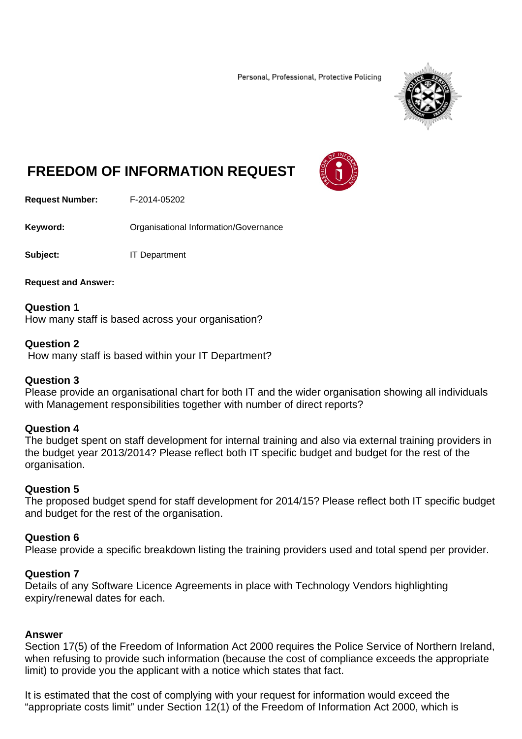Personal, Professional, Protective Policing

# FREEDOM OF INFORMATION REQUEST

**Request Number:** F-2014-05202

**Keyword:** Organisational Information/Governance

**Subject:** IT Department

**Request and Answer:**

**Question 1**
How many staff is based across your organisation?

**Question 2**
How many staff is based within your IT Department?

**Question 3**
Please provide an organisational chart for both IT and the wider organisation showing all individuals with Management responsibilities together with number of direct reports?

**Question 4**
The budget spent on staff development for internal training and also via external training providers in the budget year 2013/2014? Please reflect both IT specific budget and budget for the rest of the organisation.

**Question 5**
The proposed budget spend for staff development for 2014/15? Please reflect both IT specific budget and budget for the rest of the organisation.

**Question 6**
Please provide a specific breakdown listing the training providers used and total spend per provider.

**Question 7**
Details of any Software Licence Agreements in place with Technology Vendors highlighting expiry/renewal dates for each.

**Answer**
Section 17(5) of the Freedom of Information Act 2000 requires the Police Service of Northern Ireland, when refusing to provide such information (because the cost of compliance exceeds the appropriate limit) to provide you the applicant with a notice which states that fact.

It is estimated that the cost of complying with your request for information would exceed the "appropriate costs limit" under Section 12(1) of the Freedom of Information Act 2000, which is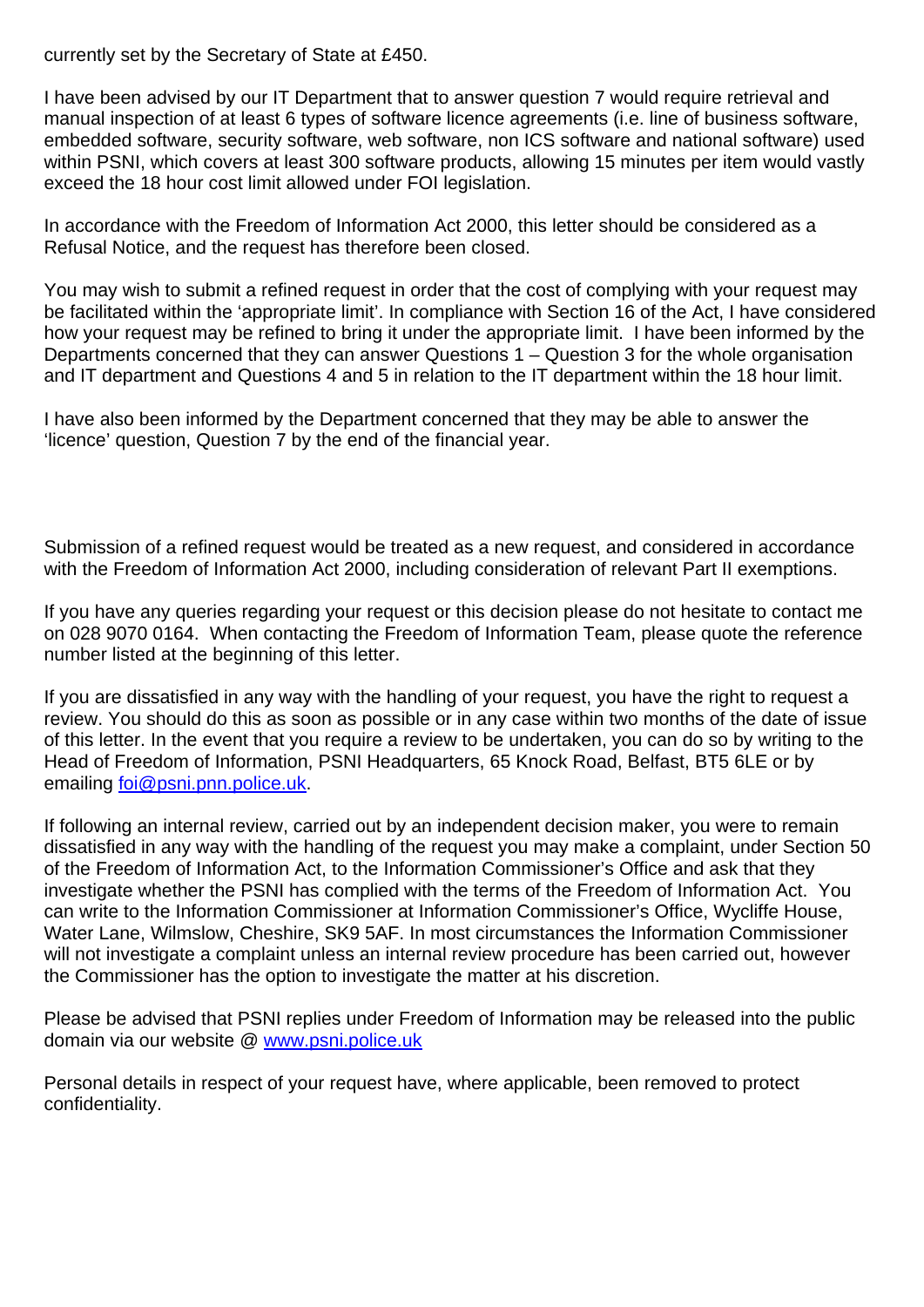currently set by the Secretary of State at £450.

I have been advised by our IT Department that to answer question 7 would require retrieval and manual inspection of at least 6 types of software licence agreements (i.e. line of business software, embedded software, security software, web software, non ICS software and national software) used within PSNI, which covers at least 300 software products, allowing 15 minutes per item would vastly exceed the 18 hour cost limit allowed under FOI legislation.

In accordance with the Freedom of Information Act 2000, this letter should be considered as a Refusal Notice, and the request has therefore been closed.

You may wish to submit a refined request in order that the cost of complying with your request may be facilitated within the 'appropriate limit'. In compliance with Section 16 of the Act, I have considered how your request may be refined to bring it under the appropriate limit. I have been informed by the Departments concerned that they can answer Questions 1 – Question 3 for the whole organisation and IT department and Questions 4 and 5 in relation to the IT department within the 18 hour limit.

I have also been informed by the Department concerned that they may be able to answer the 'licence' question, Question 7 by the end of the financial year.

Submission of a refined request would be treated as a new request, and considered in accordance with the Freedom of Information Act 2000, including consideration of relevant Part II exemptions.

If you have any queries regarding your request or this decision please do not hesitate to contact me on 028 9070 0164. When contacting the Freedom of Information Team, please quote the reference number listed at the beginning of this letter.

If you are dissatisfied in any way with the handling of your request, you have the right to request a review. You should do this as soon as possible or in any case within two months of the date of issue of this letter. In the event that you require a review to be undertaken, you can do so by writing to the Head of Freedom of Information, PSNI Headquarters, 65 Knock Road, Belfast, BT5 6LE or by emailing foi@psni.pnn.police.uk.

If following an internal review, carried out by an independent decision maker, you were to remain dissatisfied in any way with the handling of the request you may make a complaint, under Section 50 of the Freedom of Information Act, to the Information Commissioner's Office and ask that they investigate whether the PSNI has complied with the terms of the Freedom of Information Act. You can write to the Information Commissioner at Information Commissioner's Office, Wycliffe House, Water Lane, Wilmslow, Cheshire, SK9 5AF. In most circumstances the Information Commissioner will not investigate a complaint unless an internal review procedure has been carried out, however the Commissioner has the option to investigate the matter at his discretion.

Please be advised that PSNI replies under Freedom of Information may be released into the public domain via our website @ www.psni.police.uk

Personal details in respect of your request have, where applicable, been removed to protect confidentiality.